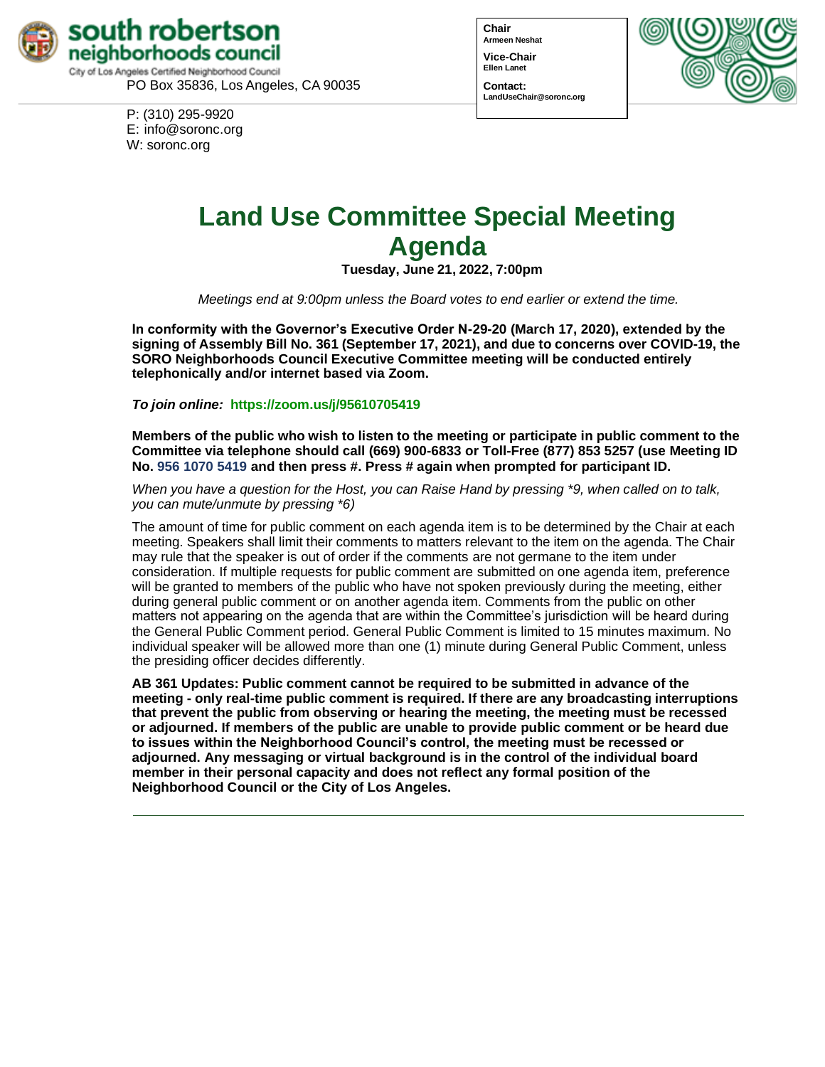south robertson
neighborhoods council
City of Los Angeles Certified Neighborhood Council
PO Box 35836, Los Angeles, CA 90035

P: (310) 295-9920
E: info@soronc.org
W: soronc.org

**Chair**
Armeen Neshat

**Vice-Chair**
Ellen Lanet

**Contact:**
LandUseChair@soronc.org

# Land Use Committee Special Meeting Agenda

**Tuesday, June 21, 2022, 7:00pm**

*Meetings end at 9:00pm unless the Board votes to end earlier or extend the time.*

**In conformity with the Governor's Executive Order N-29-20 (March 17, 2020), extended by the signing of Assembly Bill No. 361 (September 17, 2021), and due to concerns over COVID-19, the SORO Neighborhoods Council Executive Committee meeting will be conducted entirely telephonically and/or internet based via Zoom.**

***To join online:*** **https://zoom.us/j/95610705419**

**Members of the public who wish to listen to the meeting or participate in public comment to the Committee via telephone should call (669) 900-6833 or Toll-Free (877) 853 5257 (use Meeting ID No. 956 1070 5419 and then press #. Press # again when prompted for participant ID.**

*When you have a question for the Host, you can Raise Hand by pressing *9, when called on to talk, you can mute/unmute by pressing *6)*

The amount of time for public comment on each agenda item is to be determined by the Chair at each meeting. Speakers shall limit their comments to matters relevant to the item on the agenda. The Chair may rule that the speaker is out of order if the comments are not germane to the item under consideration. If multiple requests for public comment are submitted on one agenda item, preference will be granted to members of the public who have not spoken previously during the meeting, either during general public comment or on another agenda item. Comments from the public on other matters not appearing on the agenda that are within the Committee's jurisdiction will be heard during the General Public Comment period. General Public Comment is limited to 15 minutes maximum. No individual speaker will be allowed more than one (1) minute during General Public Comment, unless the presiding officer decides differently.

**AB 361 Updates: Public comment cannot be required to be submitted in advance of the meeting - only real-time public comment is required. If there are any broadcasting interruptions that prevent the public from observing or hearing the meeting, the meeting must be recessed or adjourned. If members of the public are unable to provide public comment or be heard due to issues within the Neighborhood Council's control, the meeting must be recessed or adjourned. Any messaging or virtual background is in the control of the individual board member in their personal capacity and does not reflect any formal position of the Neighborhood Council or the City of Los Angeles.**

---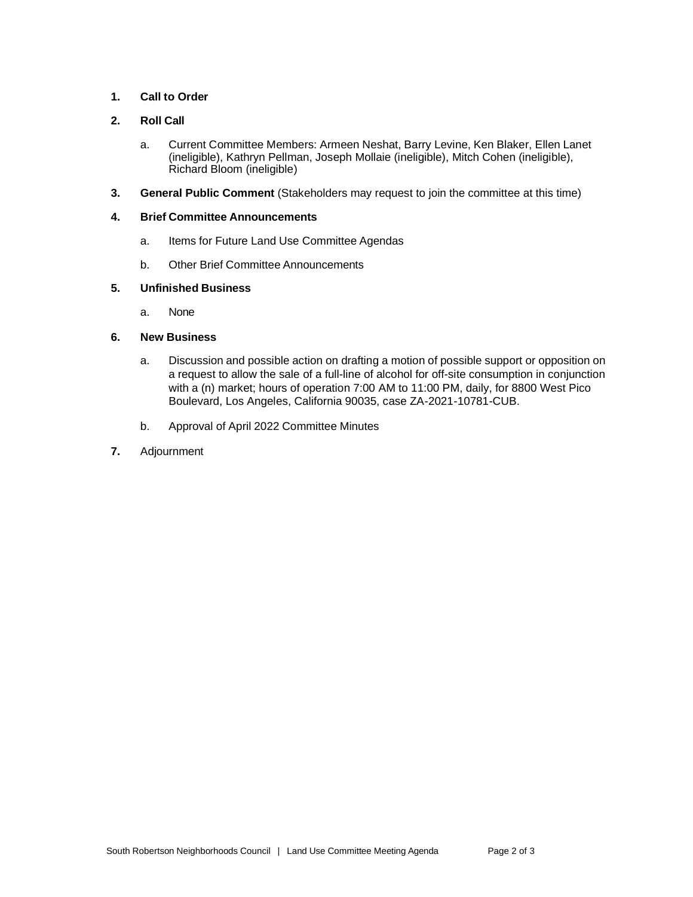1. **Call to Order**

2. **Roll Call**

   a. Current Committee Members: Armeen Neshat, Barry Levine, Ken Blaker, Ellen Lanet (ineligible), Kathryn Pellman, Joseph Mollaie (ineligible), Mitch Cohen (ineligible), Richard Bloom (ineligible)

3. **General Public Comment** (Stakeholders may request to join the committee at this time)

4. **Brief Committee Announcements**

   a. Items for Future Land Use Committee Agendas

   b. Other Brief Committee Announcements

5. **Unfinished Business**

   a. None

6. **New Business**

   a. Discussion and possible action on drafting a motion of possible support or opposition on a request to allow the sale of a full-line of alcohol for off-site consumption in conjunction with a (n) market; hours of operation 7:00 AM to 11:00 PM, daily, for 8800 West Pico Boulevard, Los Angeles, California 90035, case ZA-2021-10781-CUB.

   b. Approval of April 2022 Committee Minutes

7. Adjournment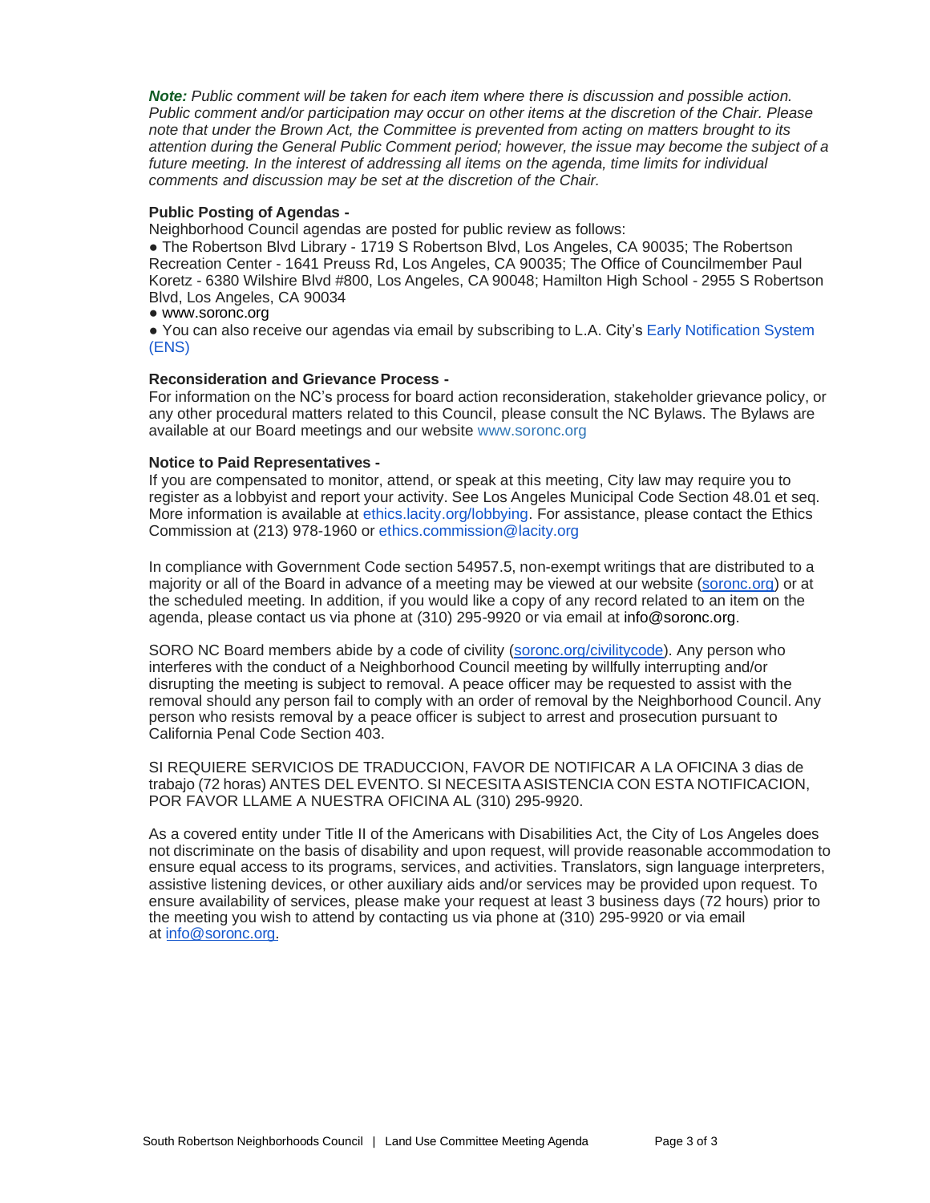***Note:*** *Public comment will be taken for each item where there is discussion and possible action. Public comment and/or participation may occur on other items at the discretion of the Chair. Please note that under the Brown Act, the Committee is prevented from acting on matters brought to its attention during the General Public Comment period; however, the issue may become the subject of a future meeting. In the interest of addressing all items on the agenda, time limits for individual comments and discussion may be set at the discretion of the Chair.*

**Public Posting of Agendas -**

Neighborhood Council agendas are posted for public review as follows:

- The Robertson Blvd Library - 1719 S Robertson Blvd, Los Angeles, CA 90035; The Robertson Recreation Center - 1641 Preuss Rd, Los Angeles, CA 90035; The Office of Councilmember Paul Koretz - 6380 Wilshire Blvd #800, Los Angeles, CA 90048; Hamilton High School - 2955 S Robertson Blvd, Los Angeles, CA 90034
- www.soronc.org
- You can also receive our agendas via email by subscribing to L.A. City's Early Notification System (ENS)

**Reconsideration and Grievance Process -**

For information on the NC's process for board action reconsideration, stakeholder grievance policy, or any other procedural matters related to this Council, please consult the NC Bylaws. The Bylaws are available at our Board meetings and our website www.soronc.org

**Notice to Paid Representatives -**

If you are compensated to monitor, attend, or speak at this meeting, City law may require you to register as a lobbyist and report your activity. See Los Angeles Municipal Code Section 48.01 et seq. More information is available at ethics.lacity.org/lobbying. For assistance, please contact the Ethics Commission at (213) 978-1960 or ethics.commission@lacity.org

In compliance with Government Code section 54957.5, non-exempt writings that are distributed to a majority or all of the Board in advance of a meeting may be viewed at our website (soronc.org) or at the scheduled meeting. In addition, if you would like a copy of any record related to an item on the agenda, please contact us via phone at (310) 295-9920 or via email at info@soronc.org.

SORO NC Board members abide by a code of civility (soronc.org/civilitycode). Any person who interferes with the conduct of a Neighborhood Council meeting by willfully interrupting and/or disrupting the meeting is subject to removal. A peace officer may be requested to assist with the removal should any person fail to comply with an order of removal by the Neighborhood Council. Any person who resists removal by a peace officer is subject to arrest and prosecution pursuant to California Penal Code Section 403.

SI REQUIERE SERVICIOS DE TRADUCCION, FAVOR DE NOTIFICAR A LA OFICINA 3 dias de trabajo (72 horas) ANTES DEL EVENTO. SI NECESITA ASISTENCIA CON ESTA NOTIFICACION, POR FAVOR LLAME A NUESTRA OFICINA AL (310) 295-9920.

As a covered entity under Title II of the Americans with Disabilities Act, the City of Los Angeles does not discriminate on the basis of disability and upon request, will provide reasonable accommodation to ensure equal access to its programs, services, and activities. Translators, sign language interpreters, assistive listening devices, or other auxiliary aids and/or services may be provided upon request. To ensure availability of services, please make your request at least 3 business days (72 hours) prior to the meeting you wish to attend by contacting us via phone at (310) 295-9920 or via email at info@soronc.org.